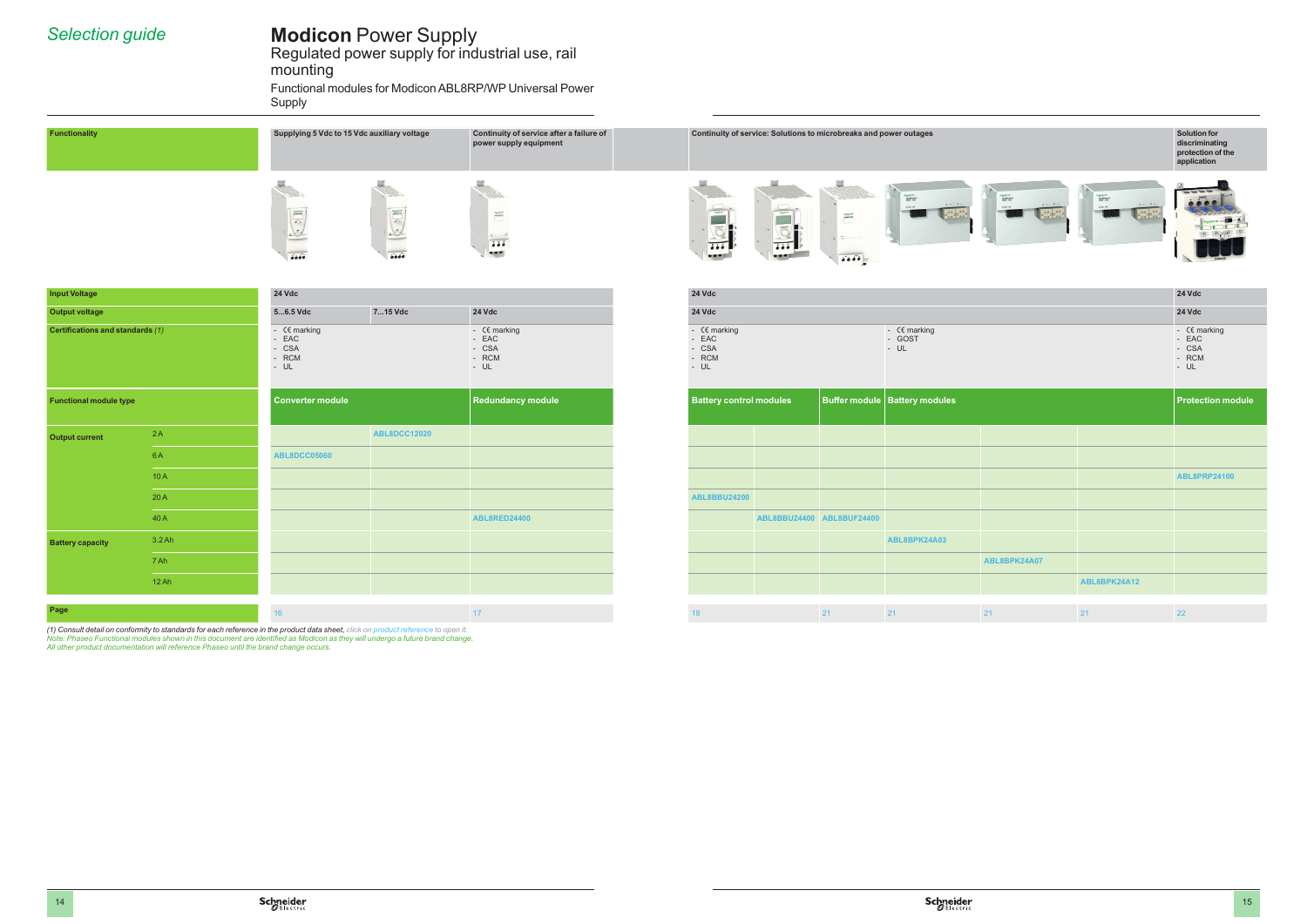*Selection guide*

# **Modicon** Power Supply

## Regulated power supply for industrial use, rail mounting

### Functional modules for Modicon ABL8RP/WP Universal Power Supply

| Functionality | | Supplying 5 Vdc to 15 Vdc auxiliary voltage | | Continuity of service after a failure of power supply equipment | Continuity of service: Solutions to microbreaks and power outages | | | | | | Solution for discriminating protection of the application |
|---|---|---|---|---|---|---|---|---|---|---|---|
| Input Voltage | | 24 Vdc | | | 24 Vdc | | | | | | 24 Vdc |
| Output voltage | | 5...6.5 Vdc | 7...15 Vdc | 24 Vdc | 24 Vdc | | | | | | 24 Vdc |
| Certifications and standards (1) | | - CE marking<br>- EAC<br>- CSA<br>- RCM<br>- UL | | - CE marking<br>- EAC<br>- CSA<br>- RCM<br>- UL | - CE marking<br>- EAC<br>- CSA<br>- RCM<br>- UL | | | - CE marking<br>- GOST<br>- UL | | | - CE marking<br>- EAC<br>- CSA<br>- RCM<br>- UL |
| Functional module type | | Converter module | | Redundancy module | Battery control modules | | Buffer module | Battery modules | | | Protection module |
| Output current | 2 A | | ABL8DCC12020 | | | | | | | | |
| | 6 A | ABL8DCC05060 | | | | | | | | | |
| | 10 A | | | | | | | | | | ABL8PRP24100 |
| | 20 A | | | | ABL8BBU24200 | | | | | | |
| | 40 A | | | ABL8RED24400 | | ABL8BBU24400 | ABL8BUF24400 | | | | |
| Battery capacity | 3.2 Ah | | | | | | | ABL8BPK24A03 | | | |
| | 7 Ah | | | | | | | | ABL8BPK24A07 | | |
| | 12 Ah | | | | | | | | | ABL8BPK24A12 | |
| Page | | 16 | | 17 | 18 | | 21 | 21 | 21 | 21 | 22 |

*(1) Consult detail on conformity to standards for each reference in the product data sheet, click on product reference to open it.*
*Note: Phaseo Functional modules shown in this document are identified as Modicon as they will undergo a future brand change.*
*All other product documentation will reference Phaseo until the brand change occurs.*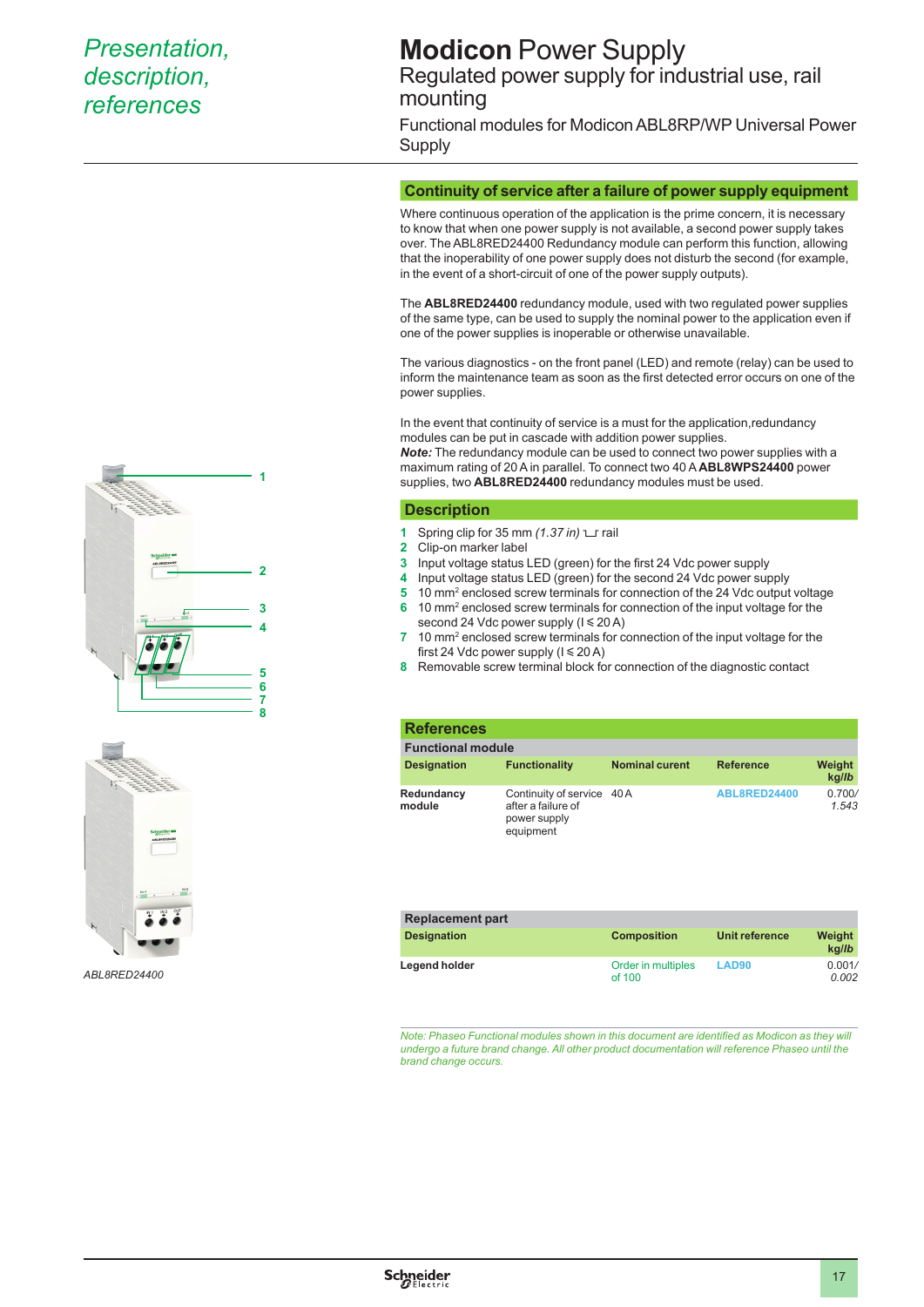# Presentation, description, references

# Modicon Power Supply

## Regulated power supply for industrial use, rail mounting

Functional modules for Modicon ABL8RP/WP Universal Power Supply

## Continuity of service after a failure of power supply equipment

Where continuous operation of the application is the prime concern, it is necessary to know that when one power supply is not available, a second power supply takes over. The ABL8RED24400 Redundancy module can perform this function, allowing that the inoperability of one power supply does not disturb the second (for example, in the event of a short-circuit of one of the power supply outputs).

The **ABL8RED24400** redundancy module, used with two regulated power supplies of the same type, can be used to supply the nominal power to the application even if one of the power supplies is inoperable or otherwise unavailable.

The various diagnostics - on the front panel (LED) and remote (relay) can be used to inform the maintenance team as soon as the first detected error occurs on one of the power supplies.

In the event that continuity of service is a must for the application,redundancy modules can be put in cascade with addition power supplies.
***Note:*** The redundancy module can be used to connect two power supplies with a maximum rating of 20 A in parallel. To connect two 40 A **ABL8WPS24400** power supplies, two **ABL8RED24400** redundancy modules must be used.

## Description

1 Spring clip for 35 mm *(1.37 in)* ⊔ rail
2 Clip-on marker label
3 Input voltage status LED (green) for the first 24 Vdc power supply
4 Input voltage status LED (green) for the second 24 Vdc power supply
5 10 mm² enclosed screw terminals for connection of the 24 Vdc output voltage
6 10 mm² enclosed screw terminals for connection of the input voltage for the second 24 Vdc power supply (I ⩽ 20 A)
7 10 mm² enclosed screw terminals for connection of the input voltage for the first 24 Vdc power supply (I ⩽ 20 A)
8 Removable screw terminal block for connection of the diagnostic contact

ABL8RED24400

## References

### Functional module

| Designation | Functionality | Nominal curent | Reference | Weight kg/*lb* |
|---|---|---|---|---|
| **Redundancy module** | Continuity of service after a failure of power supply equipment | 40 A | ABL8RED24400 | 0.700/ *1.543* |

### Replacement part

| Designation | Composition | Unit reference | Weight kg/*lb* |
|---|---|---|---|
| **Legend holder** | Order in multiples of 100 | LAD90 | 0.001/ *0.002* |

*Note: Phaseo Functional modules shown in this document are identified as Modicon as they will undergo a future brand change. All other product documentation will reference Phaseo until the brand change occurs.*